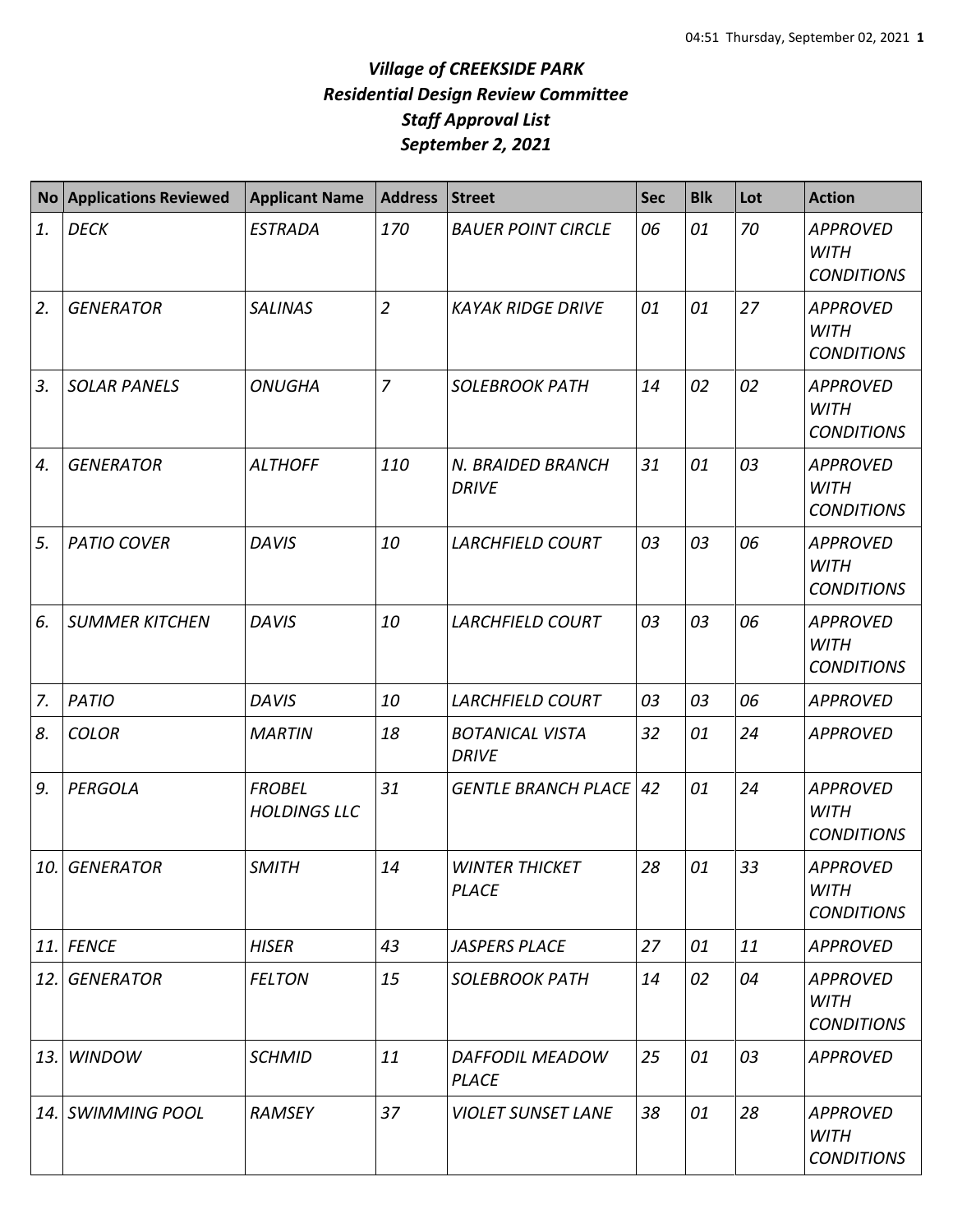# *Village of CREEKSIDE PARK*
# *Residential Design Review Committee*
# *Staff Approval List*
# *September 2, 2021*

| No | Applications Reviewed | Applicant Name | Address | Street | Sec | Blk | Lot | Action |
|---|---|---|---|---|---|---|---|---|
| *1.* | *DECK* | *ESTRADA* | *170* | *BAUER POINT CIRCLE* | *06* | *01* | *70* | *APPROVED WITH CONDITIONS* |
| *2.* | *GENERATOR* | *SALINAS* | *2* | *KAYAK RIDGE DRIVE* | *01* | *01* | *27* | *APPROVED WITH CONDITIONS* |
| *3.* | *SOLAR PANELS* | *ONUGHA* | *7* | *SOLEBROOK PATH* | *14* | *02* | *02* | *APPROVED WITH CONDITIONS* |
| *4.* | *GENERATOR* | *ALTHOFF* | *110* | *N. BRAIDED BRANCH DRIVE* | *31* | *01* | *03* | *APPROVED WITH CONDITIONS* |
| *5.* | *PATIO COVER* | *DAVIS* | *10* | *LARCHFIELD COURT* | *03* | *03* | *06* | *APPROVED WITH CONDITIONS* |
| *6.* | *SUMMER KITCHEN* | *DAVIS* | *10* | *LARCHFIELD COURT* | *03* | *03* | *06* | *APPROVED WITH CONDITIONS* |
| *7.* | *PATIO* | *DAVIS* | *10* | *LARCHFIELD COURT* | *03* | *03* | *06* | *APPROVED* |
| *8.* | *COLOR* | *MARTIN* | *18* | *BOTANICAL VISTA DRIVE* | *32* | *01* | *24* | *APPROVED* |
| *9.* | *PERGOLA* | *FROBEL HOLDINGS LLC* | *31* | *GENTLE BRANCH PLACE* | *42* | *01* | *24* | *APPROVED WITH CONDITIONS* |
| *10.* | *GENERATOR* | *SMITH* | *14* | *WINTER THICKET PLACE* | *28* | *01* | *33* | *APPROVED WITH CONDITIONS* |
| *11.* | *FENCE* | *HISER* | *43* | *JASPERS PLACE* | *27* | *01* | *11* | *APPROVED* |
| *12.* | *GENERATOR* | *FELTON* | *15* | *SOLEBROOK PATH* | *14* | *02* | *04* | *APPROVED WITH CONDITIONS* |
| *13.* | *WINDOW* | *SCHMID* | *11* | *DAFFODIL MEADOW PLACE* | *25* | *01* | *03* | *APPROVED* |
| *14.* | *SWIMMING POOL* | *RAMSEY* | *37* | *VIOLET SUNSET LANE* | *38* | *01* | *28* | *APPROVED WITH CONDITIONS* |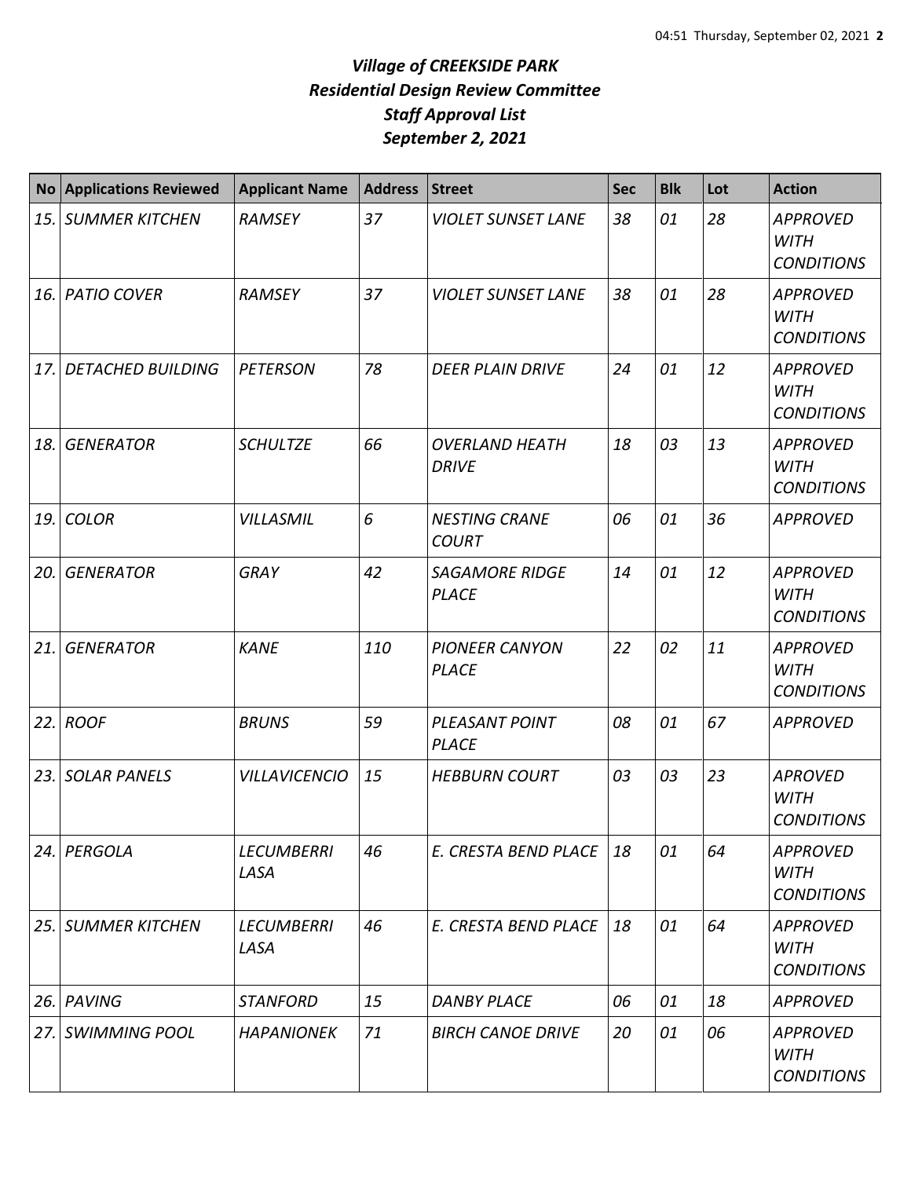# *Village of CREEKSIDE PARK*
## *Residential Design Review Committee*
## *Staff Approval List*
## *September 2, 2021*

| No | Applications Reviewed | Applicant Name | Address | Street | Sec | Blk | Lot | Action |
|---|---|---|---|---|---|---|---|---|
| *15.* | *SUMMER KITCHEN* | *RAMSEY* | *37* | *VIOLET SUNSET LANE* | *38* | *01* | *28* | *APPROVED WITH CONDITIONS* |
| *16.* | *PATIO COVER* | *RAMSEY* | *37* | *VIOLET SUNSET LANE* | *38* | *01* | *28* | *APPROVED WITH CONDITIONS* |
| *17.* | *DETACHED BUILDING* | *PETERSON* | *78* | *DEER PLAIN DRIVE* | *24* | *01* | *12* | *APPROVED WITH CONDITIONS* |
| *18.* | *GENERATOR* | *SCHULTZE* | *66* | *OVERLAND HEATH DRIVE* | *18* | *03* | *13* | *APPROVED WITH CONDITIONS* |
| *19.* | *COLOR* | *VILLASMIL* | *6* | *NESTING CRANE COURT* | *06* | *01* | *36* | *APPROVED* |
| *20.* | *GENERATOR* | *GRAY* | *42* | *SAGAMORE RIDGE PLACE* | *14* | *01* | *12* | *APPROVED WITH CONDITIONS* |
| *21.* | *GENERATOR* | *KANE* | *110* | *PIONEER CANYON PLACE* | *22* | *02* | *11* | *APPROVED WITH CONDITIONS* |
| *22.* | *ROOF* | *BRUNS* | *59* | *PLEASANT POINT PLACE* | *08* | *01* | *67* | *APPROVED* |
| *23.* | *SOLAR PANELS* | *VILLAVICENCIO* | *15* | *HEBBURN COURT* | *03* | *03* | *23* | *APROVED WITH CONDITIONS* |
| *24.* | *PERGOLA* | *LECUMBERRI LASA* | *46* | *E. CRESTA BEND PLACE* | *18* | *01* | *64* | *APPROVED WITH CONDITIONS* |
| *25.* | *SUMMER KITCHEN* | *LECUMBERRI LASA* | *46* | *E. CRESTA BEND PLACE* | *18* | *01* | *64* | *APPROVED WITH CONDITIONS* |
| *26.* | *PAVING* | *STANFORD* | *15* | *DANBY PLACE* | *06* | *01* | *18* | *APPROVED* |
| *27.* | *SWIMMING POOL* | *HAPANIONEK* | *71* | *BIRCH CANOE DRIVE* | *20* | *01* | *06* | *APPROVED WITH CONDITIONS* |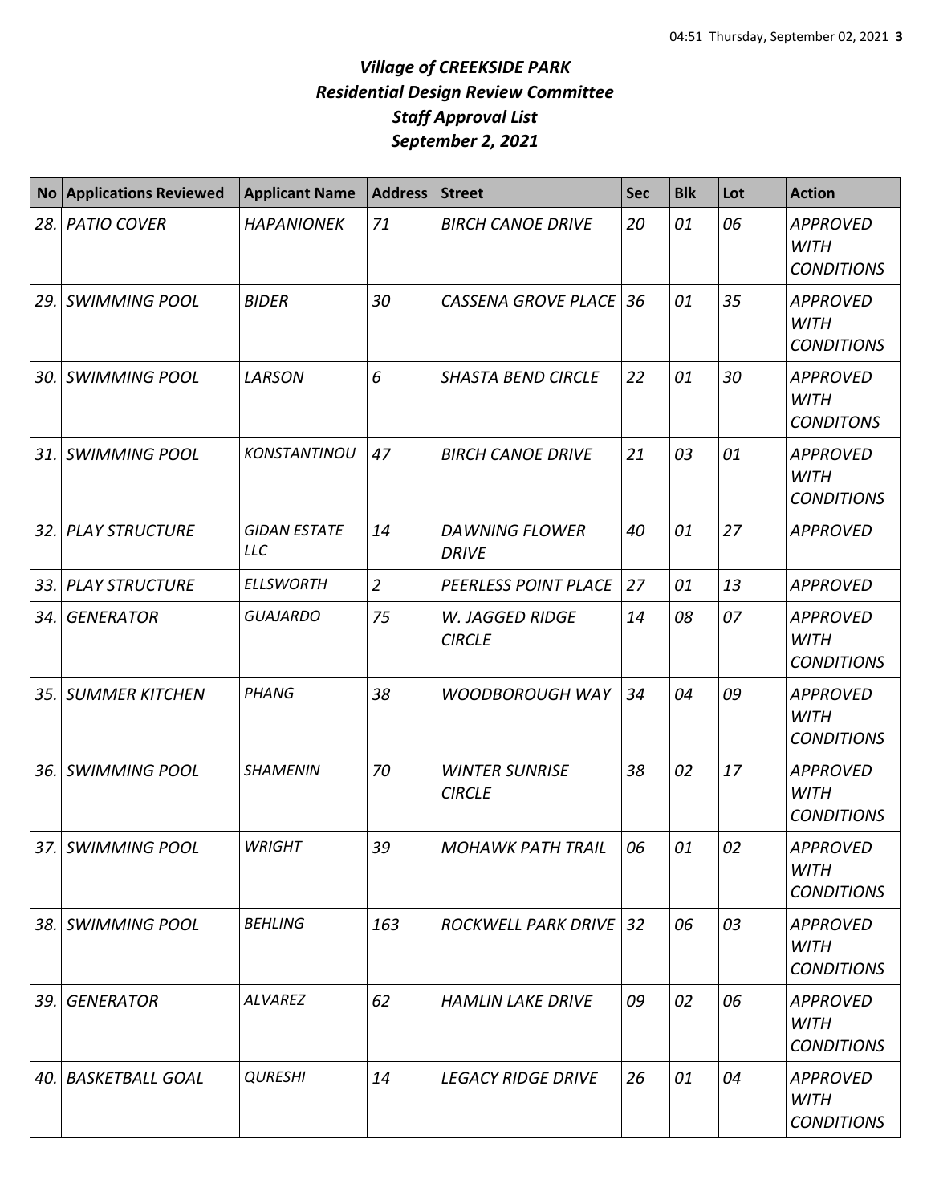# *Village of CREEKSIDE PARK*
# *Residential Design Review Committee*
# *Staff Approval List*
# *September 2, 2021*

| No | Applications Reviewed | Applicant Name | Address | Street | Sec | Blk | Lot | Action |
|---|---|---|---|---|---|---|---|---|
| 28. | PATIO COVER | HAPANIONEK | 71 | BIRCH CANOE DRIVE | 20 | 01 | 06 | APPROVED WITH CONDITIONS |
| 29. | SWIMMING POOL | BIDER | 30 | CASSENA GROVE PLACE | 36 | 01 | 35 | APPROVED WITH CONDITIONS |
| 30. | SWIMMING POOL | LARSON | 6 | SHASTA BEND CIRCLE | 22 | 01 | 30 | APPROVED WITH CONDITONS |
| 31. | SWIMMING POOL | KONSTANTINOU | 47 | BIRCH CANOE DRIVE | 21 | 03 | 01 | APPROVED WITH CONDITIONS |
| 32. | PLAY STRUCTURE | GIDAN ESTATE LLC | 14 | DAWNING FLOWER DRIVE | 40 | 01 | 27 | APPROVED |
| 33. | PLAY STRUCTURE | ELLSWORTH | 2 | PEERLESS POINT PLACE | 27 | 01 | 13 | APPROVED |
| 34. | GENERATOR | GUAJARDO | 75 | W. JAGGED RIDGE CIRCLE | 14 | 08 | 07 | APPROVED WITH CONDITIONS |
| 35. | SUMMER KITCHEN | PHANG | 38 | WOODBOROUGH WAY | 34 | 04 | 09 | APPROVED WITH CONDITIONS |
| 36. | SWIMMING POOL | SHAMENIN | 70 | WINTER SUNRISE CIRCLE | 38 | 02 | 17 | APPROVED WITH CONDITIONS |
| 37. | SWIMMING POOL | WRIGHT | 39 | MOHAWK PATH TRAIL | 06 | 01 | 02 | APPROVED WITH CONDITIONS |
| 38. | SWIMMING POOL | BEHLING | 163 | ROCKWELL PARK DRIVE | 32 | 06 | 03 | APPROVED WITH CONDITIONS |
| 39. | GENERATOR | ALVAREZ | 62 | HAMLIN LAKE DRIVE | 09 | 02 | 06 | APPROVED WITH CONDITIONS |
| 40. | BASKETBALL GOAL | QURESHI | 14 | LEGACY RIDGE DRIVE | 26 | 01 | 04 | APPROVED WITH CONDITIONS |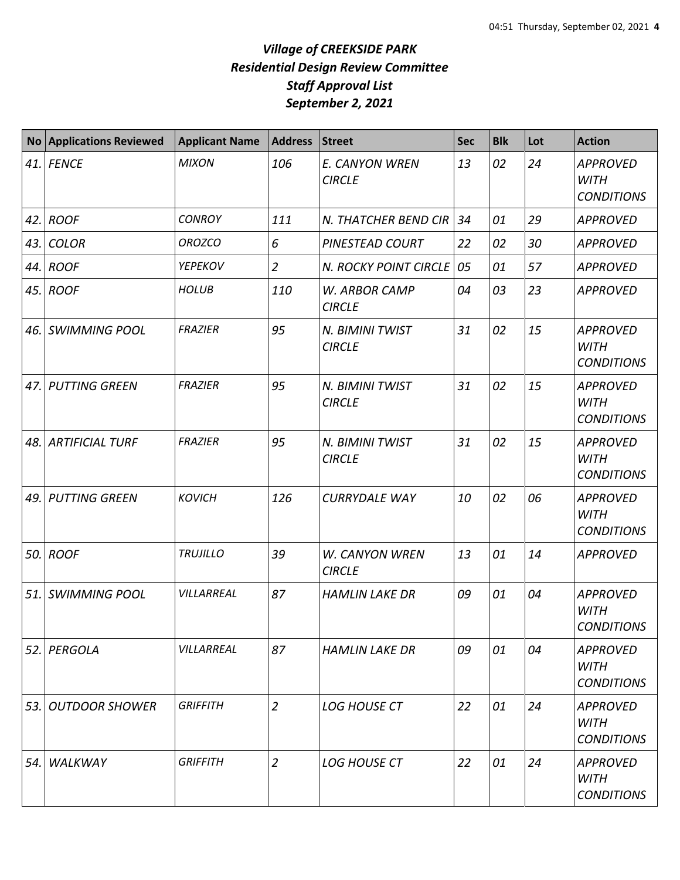# *Village of CREEKSIDE PARK*
# *Residential Design Review Committee*
# *Staff Approval List*
# *September 2, 2021*

| No | Applications Reviewed | Applicant Name | Address | Street | Sec | Blk | Lot | Action |
|---|---|---|---|---|---|---|---|---|
| *41.* | *FENCE* | *MIXON* | *106* | *E. CANYON WREN CIRCLE* | *13* | *02* | *24* | *APPROVED WITH CONDITIONS* |
| *42.* | *ROOF* | *CONROY* | *111* | *N. THATCHER BEND CIR* | *34* | *01* | *29* | *APPROVED* |
| *43.* | *COLOR* | *OROZCO* | *6* | *PINESTEAD COURT* | *22* | *02* | *30* | *APPROVED* |
| *44.* | *ROOF* | *YEPEKOV* | *2* | *N. ROCKY POINT CIRCLE* | *05* | *01* | *57* | *APPROVED* |
| *45.* | *ROOF* | *HOLUB* | *110* | *W. ARBOR CAMP CIRCLE* | *04* | *03* | *23* | *APPROVED* |
| *46.* | *SWIMMING POOL* | *FRAZIER* | *95* | *N. BIMINI TWIST CIRCLE* | *31* | *02* | *15* | *APPROVED WITH CONDITIONS* |
| *47.* | *PUTTING GREEN* | *FRAZIER* | *95* | *N. BIMINI TWIST CIRCLE* | *31* | *02* | *15* | *APPROVED WITH CONDITIONS* |
| *48.* | *ARTIFICIAL TURF* | *FRAZIER* | *95* | *N. BIMINI TWIST CIRCLE* | *31* | *02* | *15* | *APPROVED WITH CONDITIONS* |
| *49.* | *PUTTING GREEN* | *KOVICH* | *126* | *CURRYDALE WAY* | *10* | *02* | *06* | *APPROVED WITH CONDITIONS* |
| *50.* | *ROOF* | *TRUJILLO* | *39* | *W. CANYON WREN CIRCLE* | *13* | *01* | *14* | *APPROVED* |
| *51.* | *SWIMMING POOL* | *VILLARREAL* | *87* | *HAMLIN LAKE DR* | *09* | *01* | *04* | *APPROVED WITH CONDITIONS* |
| *52.* | *PERGOLA* | *VILLARREAL* | *87* | *HAMLIN LAKE DR* | *09* | *01* | *04* | *APPROVED WITH CONDITIONS* |
| *53.* | *OUTDOOR SHOWER* | *GRIFFITH* | *2* | *LOG HOUSE CT* | *22* | *01* | *24* | *APPROVED WITH CONDITIONS* |
| *54.* | *WALKWAY* | *GRIFFITH* | *2* | *LOG HOUSE CT* | *22* | *01* | *24* | *APPROVED WITH CONDITIONS* |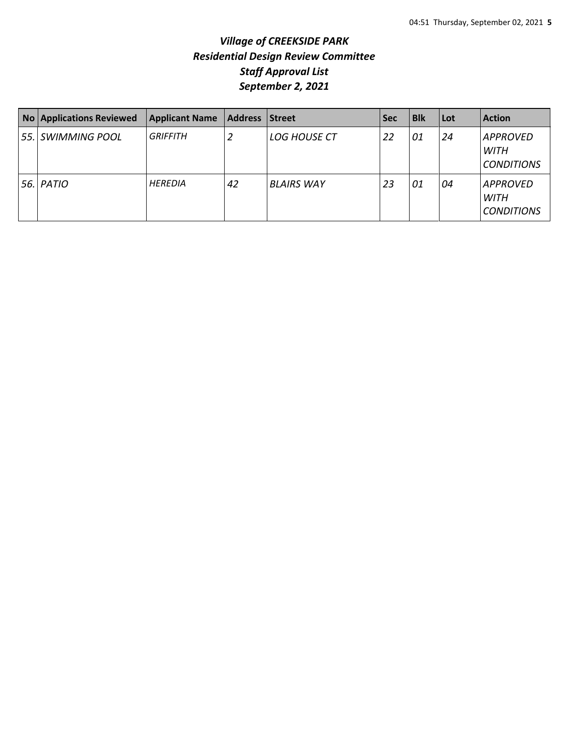# *Village of CREEKSIDE PARK*
## *Residential Design Review Committee*
## *Staff Approval List*
## *September 2, 2021*

| No | Applications Reviewed | Applicant Name | Address | Street | Sec | Blk | Lot | Action |
|---|---|---|---|---|---|---|---|---|
| *55.* | *SWIMMING POOL* | *GRIFFITH* | *2* | *LOG HOUSE CT* | *22* | *01* | *24* | *APPROVED WITH CONDITIONS* |
| *56.* | *PATIO* | *HEREDIA* | *42* | *BLAIRS WAY* | *23* | *01* | *04* | *APPROVED WITH CONDITIONS* |